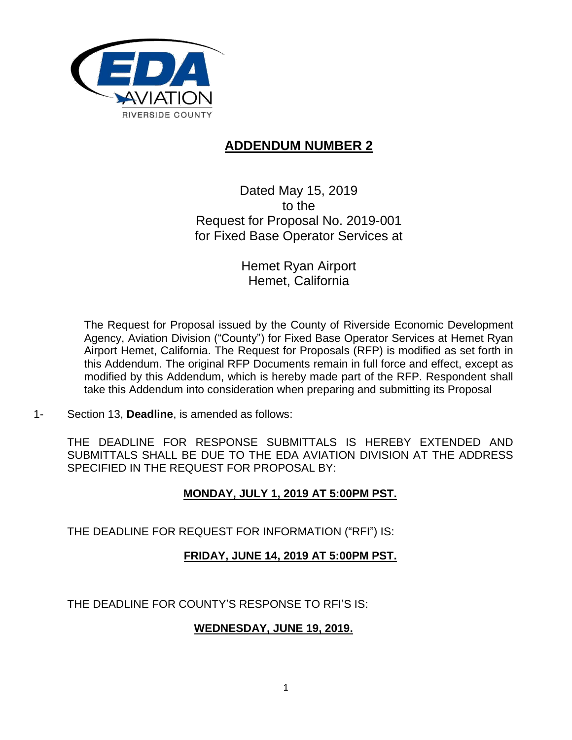EDA AVIATION
RIVERSIDE COUNTY

# ADDENDUM NUMBER 2

Dated May 15, 2019
to the
Request for Proposal No. 2019-001
for Fixed Base Operator Services at

Hemet Ryan Airport
Hemet, California

The Request for Proposal issued by the County of Riverside Economic Development Agency, Aviation Division ("County") for Fixed Base Operator Services at Hemet Ryan Airport Hemet, California. The Request for Proposals (RFP) is modified as set forth in this Addendum. The original RFP Documents remain in full force and effect, except as modified by this Addendum, which is hereby made part of the RFP. Respondent shall take this Addendum into consideration when preparing and submitting its Proposal

1- Section 13, **Deadline**, is amended as follows:

THE DEADLINE FOR RESPONSE SUBMITTALS IS HEREBY EXTENDED AND SUBMITTALS SHALL BE DUE TO THE EDA AVIATION DIVISION AT THE ADDRESS SPECIFIED IN THE REQUEST FOR PROPOSAL BY:

**MONDAY, JULY 1, 2019 AT 5:00PM PST.**

THE DEADLINE FOR REQUEST FOR INFORMATION ("RFI") IS:

**FRIDAY, JUNE 14, 2019 AT 5:00PM PST.**

THE DEADLINE FOR COUNTY'S RESPONSE TO RFI'S IS:

**WEDNESDAY, JUNE 19, 2019.**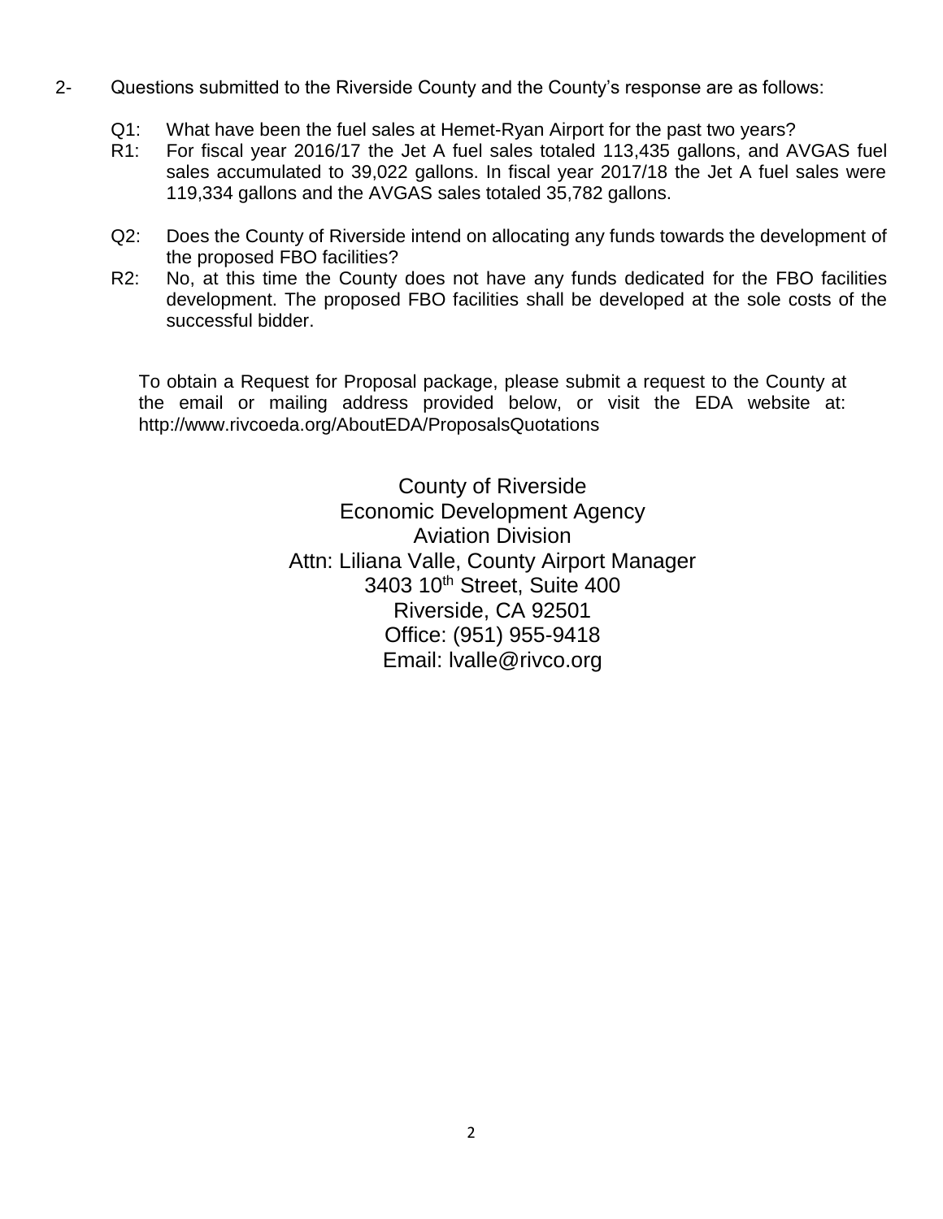2- Questions submitted to the Riverside County and the County's response are as follows:

Q1: What have been the fuel sales at Hemet-Ryan Airport for the past two years?

R1: For fiscal year 2016/17 the Jet A fuel sales totaled 113,435 gallons, and AVGAS fuel sales accumulated to 39,022 gallons. In fiscal year 2017/18 the Jet A fuel sales were 119,334 gallons and the AVGAS sales totaled 35,782 gallons.

Q2: Does the County of Riverside intend on allocating any funds towards the development of the proposed FBO facilities?

R2: No, at this time the County does not have any funds dedicated for the FBO facilities development. The proposed FBO facilities shall be developed at the sole costs of the successful bidder.

To obtain a Request for Proposal package, please submit a request to the County at the email or mailing address provided below, or visit the EDA website at: http://www.rivcoeda.org/AboutEDA/ProposalsQuotations

County of Riverside
Economic Development Agency
Aviation Division
Attn: Liliana Valle, County Airport Manager
3403 10th Street, Suite 400
Riverside, CA 92501
Office: (951) 955-9418
Email: lvalle@rivco.org